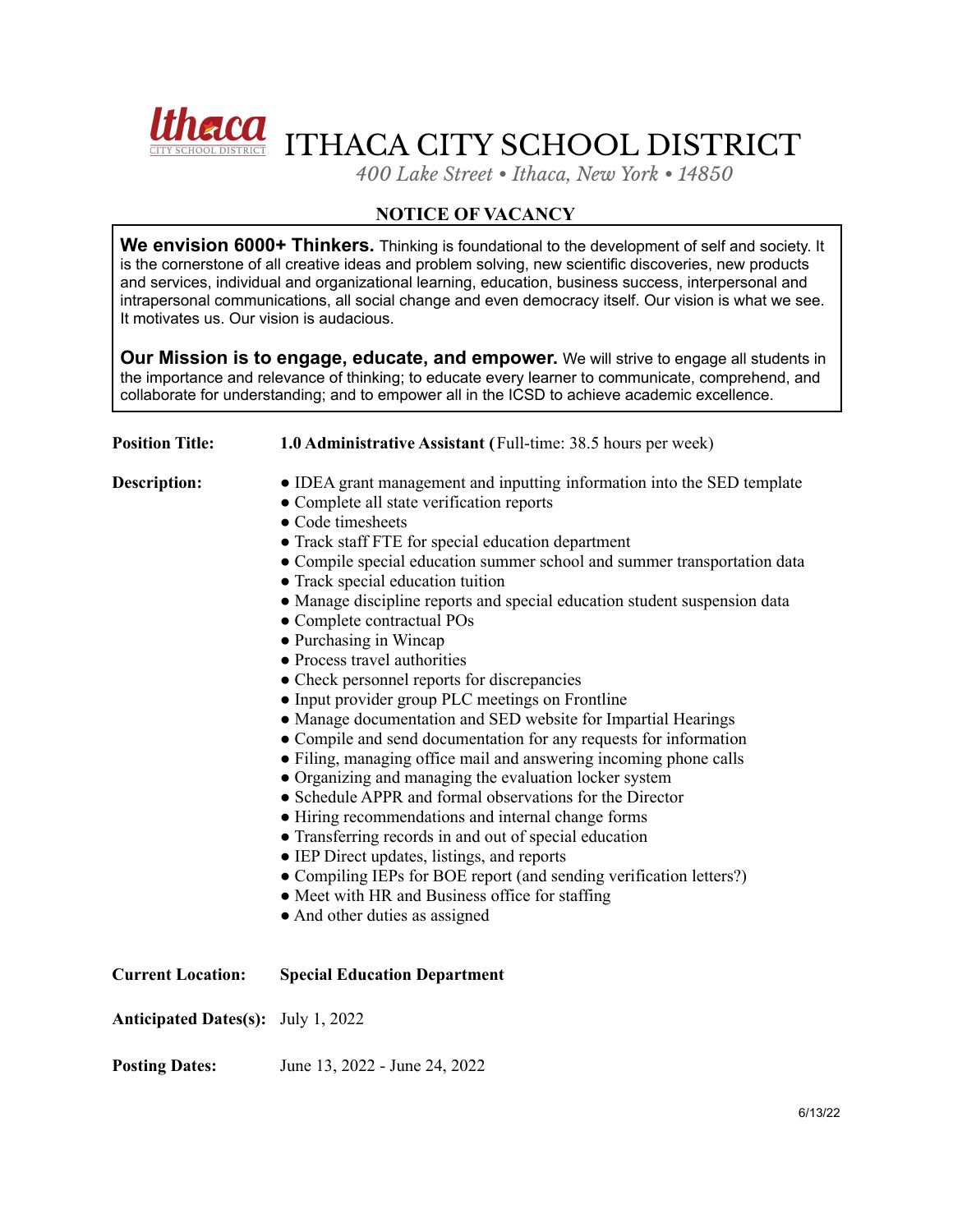# ITHACA CITY SCHOOL DISTRICT

*400 Lake Street • Ithaca, New York • 14850*

## NOTICE OF VACANCY

**We envision 6000+ Thinkers.** Thinking is foundational to the development of self and society. It is the cornerstone of all creative ideas and problem solving, new scientific discoveries, new products and services, individual and organizational learning, education, business success, interpersonal and intrapersonal communications, all social change and even democracy itself. Our vision is what we see. It motivates us. Our vision is audacious.

**Our Mission is to engage, educate, and empower.** We will strive to engage all students in the importance and relevance of thinking; to educate every learner to communicate, comprehend, and collaborate for understanding; and to empower all in the ICSD to achieve academic excellence.

**Position Title:** **1.0 Administrative Assistant (**Full-time: 38.5 hours per week)

**Description:**

- IDEA grant management and inputting information into the SED template
- Complete all state verification reports
- Code timesheets
- Track staff FTE for special education department
- Compile special education summer school and summer transportation data
- Track special education tuition
- Manage discipline reports and special education student suspension data
- Complete contractual POs
- Purchasing in Wincap
- Process travel authorities
- Check personnel reports for discrepancies
- Input provider group PLC meetings on Frontline
- Manage documentation and SED website for Impartial Hearings
- Compile and send documentation for any requests for information
- Filing, managing office mail and answering incoming phone calls
- Organizing and managing the evaluation locker system
- Schedule APPR and formal observations for the Director
- Hiring recommendations and internal change forms
- Transferring records in and out of special education
- IEP Direct updates, listings, and reports
- Compiling IEPs for BOE report (and sending verification letters?)
- Meet with HR and Business office for staffing
- And other duties as assigned

**Current Location:** **Special Education Department**

**Anticipated Dates(s):** July 1, 2022

**Posting Dates:** June 13, 2022 - June 24, 2022

6/13/22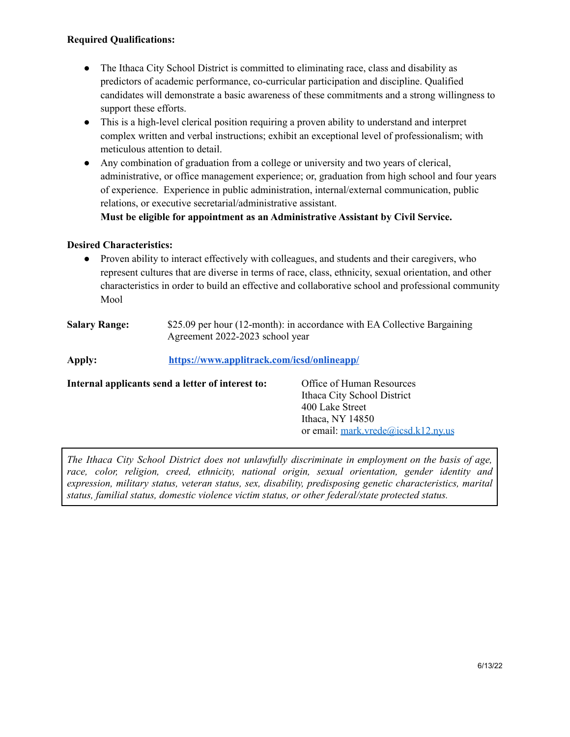**Required Qualifications:**

- The Ithaca City School District is committed to eliminating race, class and disability as predictors of academic performance, co-curricular participation and discipline. Qualified candidates will demonstrate a basic awareness of these commitments and a strong willingness to support these efforts.
- This is a high-level clerical position requiring a proven ability to understand and interpret complex written and verbal instructions; exhibit an exceptional level of professionalism; with meticulous attention to detail.
- Any combination of graduation from a college or university and two years of clerical, administrative, or office management experience; or, graduation from high school and four years of experience. Experience in public administration, internal/external communication, public relations, or executive secretarial/administrative assistant.

  **Must be eligible for appointment as an Administrative Assistant by Civil Service.**

**Desired Characteristics:**

- Proven ability to interact effectively with colleagues, and students and their caregivers, who represent cultures that are diverse in terms of race, class, ethnicity, sexual orientation, and other characteristics in order to build an effective and collaborative school and professional community Mool

**Salary Range:** $25.09 per hour (12-month): in accordance with EA Collective Bargaining Agreement 2022-2023 school year

**Apply:** **https://www.applitrack.com/icsd/onlineapp/**

**Internal applicants send a letter of interest to:**

Office of Human Resources
Ithaca City School District
400 Lake Street
Ithaca, NY 14850
or email: mark.vrede@icsd.k12.ny.us

*The Ithaca City School District does not unlawfully discriminate in employment on the basis of age, race, color, religion, creed, ethnicity, national origin, sexual orientation, gender identity and expression, military status, veteran status, sex, disability, predisposing genetic characteristics, marital status, familial status, domestic violence victim status, or other federal/state protected status.*

6/13/22